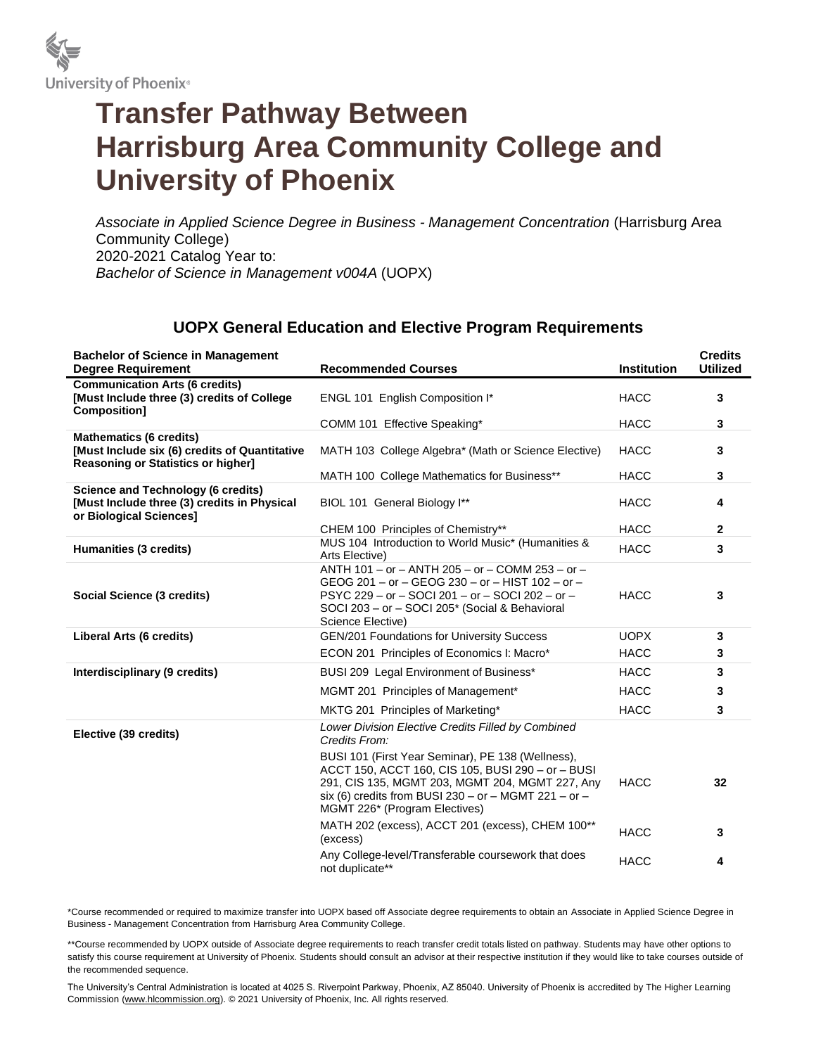University of Phoenix®

# Transfer Pathway Between Harrisburg Area Community College and University of Phoenix

*Associate in Applied Science Degree in Business - Management Concentration* (Harrisburg Area Community College)
2020-2021 Catalog Year to:
*Bachelor of Science in Management v004A* (UOPX)

## UOPX General Education and Elective Program Requirements

| Bachelor of Science in Management Degree Requirement | Recommended Courses | Institution | Credits Utilized |
|---|---|---|---|
| **Communication Arts (6 credits) [Must Include three (3) credits of College Composition]** | ENGL 101 English Composition I* | HACC | **3** |
| | COMM 101 Effective Speaking* | HACC | **3** |
| **Mathematics (6 credits) [Must Include six (6) credits of Quantitative Reasoning or Statistics or higher]** | MATH 103 College Algebra* (Math or Science Elective) | HACC | **3** |
| | MATH 100 College Mathematics for Business** | HACC | **3** |
| **Science and Technology (6 credits) [Must Include three (3) credits in Physical or Biological Sciences]** | BIOL 101 General Biology I** | HACC | **4** |
| | CHEM 100 Principles of Chemistry** | HACC | **2** |
| **Humanities (3 credits)** | MUS 104 Introduction to World Music* (Humanities & Arts Elective) | HACC | **3** |
| **Social Science (3 credits)** | ANTH 101 – or – ANTH 205 – or – COMM 253 – or – GEOG 201 – or – GEOG 230 – or – HIST 102 – or – PSYC 229 – or – SOCI 201 – or – SOCI 202 – or – SOCI 203 – or – SOCI 205* (Social & Behavioral Science Elective) | HACC | **3** |
| **Liberal Arts (6 credits)** | GEN/201 Foundations for University Success | UOPX | **3** |
| | ECON 201 Principles of Economics I: Macro* | HACC | **3** |
| **Interdisciplinary (9 credits)** | BUSI 209 Legal Environment of Business* | HACC | **3** |
| | MGMT 201 Principles of Management* | HACC | **3** |
| | MKTG 201 Principles of Marketing* | HACC | **3** |
| **Elective (39 credits)** | *Lower Division Elective Credits Filled by Combined Credits From:* | | |
| | BUSI 101 (First Year Seminar), PE 138 (Wellness), ACCT 150, ACCT 160, CIS 105, BUSI 290 – or – BUSI 291, CIS 135, MGMT 203, MGMT 204, MGMT 227, Any six (6) credits from BUSI 230 – or – MGMT 221 – or – MGMT 226* (Program Electives) | HACC | **32** |
| | MATH 202 (excess), ACCT 201 (excess), CHEM 100** (excess) | HACC | **3** |
| | Any College-level/Transferable coursework that does not duplicate** | HACC | **4** |

*Course recommended or required to maximize transfer into UOPX based off Associate degree requirements to obtain an Associate in Applied Science Degree in Business - Management Concentration from Harrisburg Area Community College.

**Course recommended by UOPX outside of Associate degree requirements to reach transfer credit totals listed on pathway. Students may have other options to satisfy this course requirement at University of Phoenix. Students should consult an advisor at their respective institution if they would like to take courses outside of the recommended sequence.

The University's Central Administration is located at 4025 S. Riverpoint Parkway, Phoenix, AZ 85040. University of Phoenix is accredited by The Higher Learning Commission (www.hlcommission.org). © 2021 University of Phoenix, Inc. All rights reserved.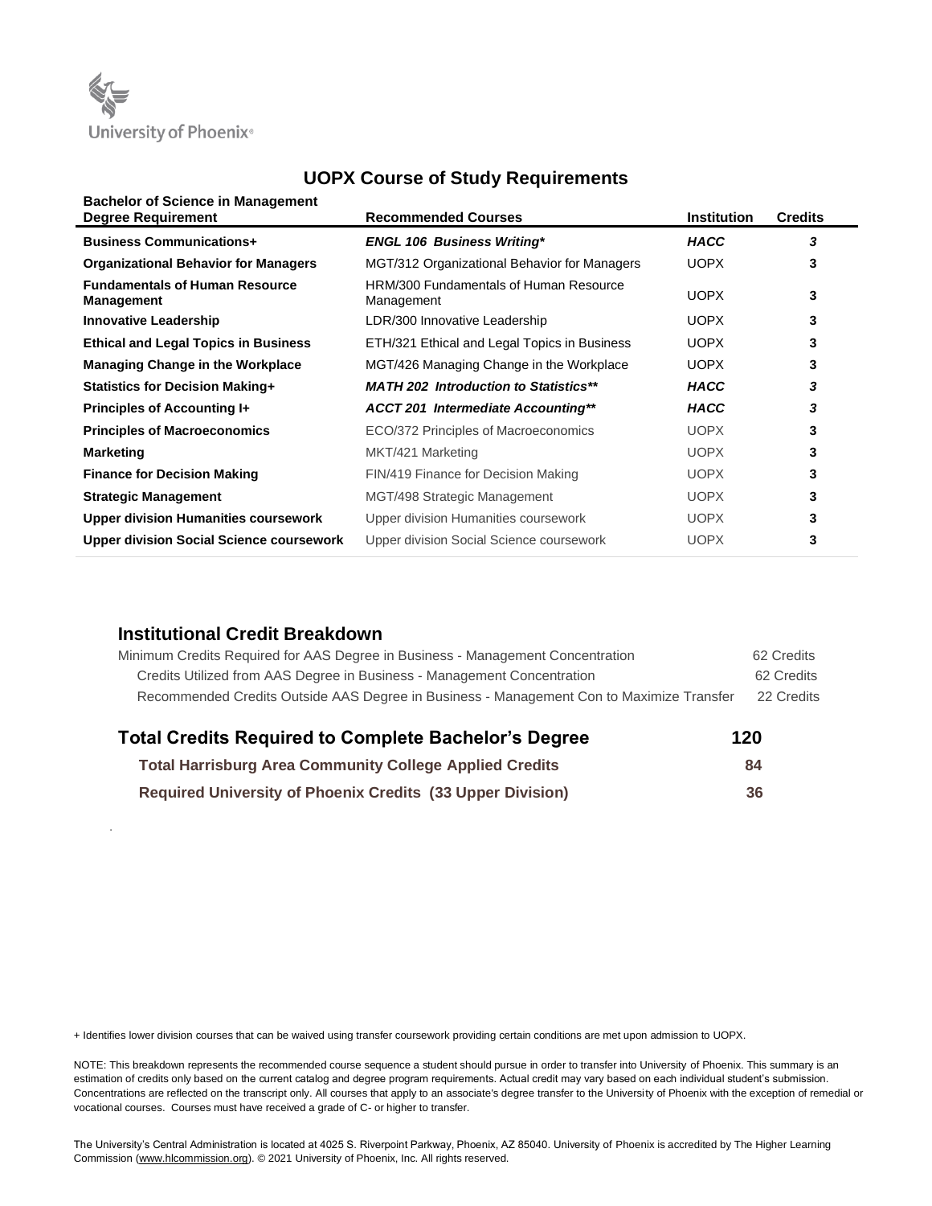University of Phoenix®

## UOPX Course of Study Requirements

| Bachelor of Science in Management Degree Requirement | Recommended Courses | Institution | Credits |
|---|---|---|---|
| **Business Communications+** | ***ENGL 106 Business Writing**** | ***HACC*** | ***3*** |
| **Organizational Behavior for Managers** | MGT/312 Organizational Behavior for Managers | UOPX | **3** |
| **Fundamentals of Human Resource Management** | HRM/300 Fundamentals of Human Resource Management | UOPX | **3** |
| **Innovative Leadership** | LDR/300 Innovative Leadership | UOPX | **3** |
| **Ethical and Legal Topics in Business** | ETH/321 Ethical and Legal Topics in Business | UOPX | **3** |
| **Managing Change in the Workplace** | MGT/426 Managing Change in the Workplace | UOPX | **3** |
| **Statistics for Decision Making+** | ***MATH 202 Introduction to Statistics**** | ***HACC*** | ***3*** |
| **Principles of Accounting I+** | ***ACCT 201 Intermediate Accounting**** | ***HACC*** | ***3*** |
| **Principles of Macroeconomics** | ECO/372 Principles of Macroeconomics | UOPX | **3** |
| **Marketing** | MKT/421 Marketing | UOPX | **3** |
| **Finance for Decision Making** | FIN/419 Finance for Decision Making | UOPX | **3** |
| **Strategic Management** | MGT/498 Strategic Management | UOPX | **3** |
| **Upper division Humanities coursework** | Upper division Humanities coursework | UOPX | **3** |
| **Upper division Social Science coursework** | Upper division Social Science coursework | UOPX | **3** |

### Institutional Credit Breakdown

| | |
|---|---|
| Minimum Credits Required for AAS Degree in Business - Management Concentration | 62 Credits |
| Credits Utilized from AAS Degree in Business - Management Concentration | 62 Credits |
| Recommended Credits Outside AAS Degree in Business - Management Con to Maximize Transfer | 22 Credits |

| | |
|---|---|
| **Total Credits Required to Complete Bachelor's Degree** | **120** |
| **Total Harrisburg Area Community College Applied Credits** | **84** |
| **Required University of Phoenix Credits (33 Upper Division)** | **36** |

+ Identifies lower division courses that can be waived using transfer coursework providing certain conditions are met upon admission to UOPX.

NOTE: This breakdown represents the recommended course sequence a student should pursue in order to transfer into University of Phoenix. This summary is an estimation of credits only based on the current catalog and degree program requirements. Actual credit may vary based on each individual student's submission. Concentrations are reflected on the transcript only. All courses that apply to an associate's degree transfer to the University of Phoenix with the exception of remedial or vocational courses. Courses must have received a grade of C- or higher to transfer.

The University's Central Administration is located at 4025 S. Riverpoint Parkway, Phoenix, AZ 85040. University of Phoenix is accredited by The Higher Learning Commission (www.hlcommission.org). © 2021 University of Phoenix, Inc. All rights reserved.